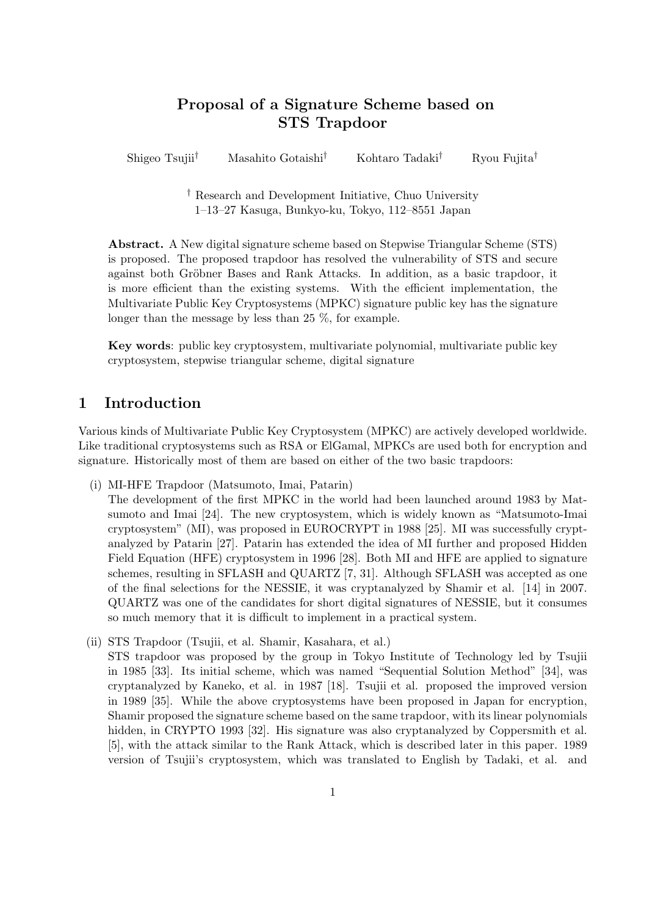# Proposal of a Signature Scheme based on STS Trapdoor

Shigeo Tsujii[†] Masahito Gotaishi[†] Kohtaro Tadaki[†] Ryou Fujita[†]

[†] Research and Development Initiative, Chuo University
1–13–27 Kasuga, Bunkyo-ku, Tokyo, 112–8551 Japan

**Abstract.** A New digital signature scheme based on Stepwise Triangular Scheme (STS) is proposed. The proposed trapdoor has resolved the vulnerability of STS and secure against both Gröbner Bases and Rank Attacks. In addition, as a basic trapdoor, it is more efficient than the existing systems. With the efficient implementation, the Multivariate Public Key Cryptosystems (MPKC) signature public key has the signature longer than the message by less than 25 %, for example.

**Key words**: public key cryptosystem, multivariate polynomial, multivariate public key cryptosystem, stepwise triangular scheme, digital signature

## 1 Introduction

Various kinds of Multivariate Public Key Cryptosystem (MPKC) are actively developed worldwide. Like traditional cryptosystems such as RSA or ElGamal, MPKCs are used both for encryption and signature. Historically most of them are based on either of the two basic trapdoors:

(i) MI-HFE Trapdoor (Matsumoto, Imai, Patarin)
The development of the first MPKC in the world had been launched around 1983 by Matsumoto and Imai [24]. The new cryptosystem, which is widely known as "Matsumoto-Imai cryptosystem" (MI), was proposed in EUROCRYPT in 1988 [25]. MI was successfully cryptanalyzed by Patarin [27]. Patarin has extended the idea of MI further and proposed Hidden Field Equation (HFE) cryptosystem in 1996 [28]. Both MI and HFE are applied to signature schemes, resulting in SFLASH and QUARTZ [7, 31]. Although SFLASH was accepted as one of the final selections for the NESSIE, it was cryptanalyzed by Shamir et al. [14] in 2007. QUARTZ was one of the candidates for short digital signatures of NESSIE, but it consumes so much memory that it is difficult to implement in a practical system.

(ii) STS Trapdoor (Tsujii, et al. Shamir, Kasahara, et al.)
STS trapdoor was proposed by the group in Tokyo Institute of Technology led by Tsujii in 1985 [33]. Its initial scheme, which was named "Sequential Solution Method" [34], was cryptanalyzed by Kaneko, et al. in 1987 [18]. Tsujii et al. proposed the improved version in 1989 [35]. While the above cryptosystems have been proposed in Japan for encryption, Shamir proposed the signature scheme based on the same trapdoor, with its linear polynomials hidden, in CRYPTO 1993 [32]. His signature was also cryptanalyzed by Coppersmith et al. [5], with the attack similar to the Rank Attack, which is described later in this paper. 1989 version of Tsujii's cryptosystem, which was translated to English by Tadaki, et al. and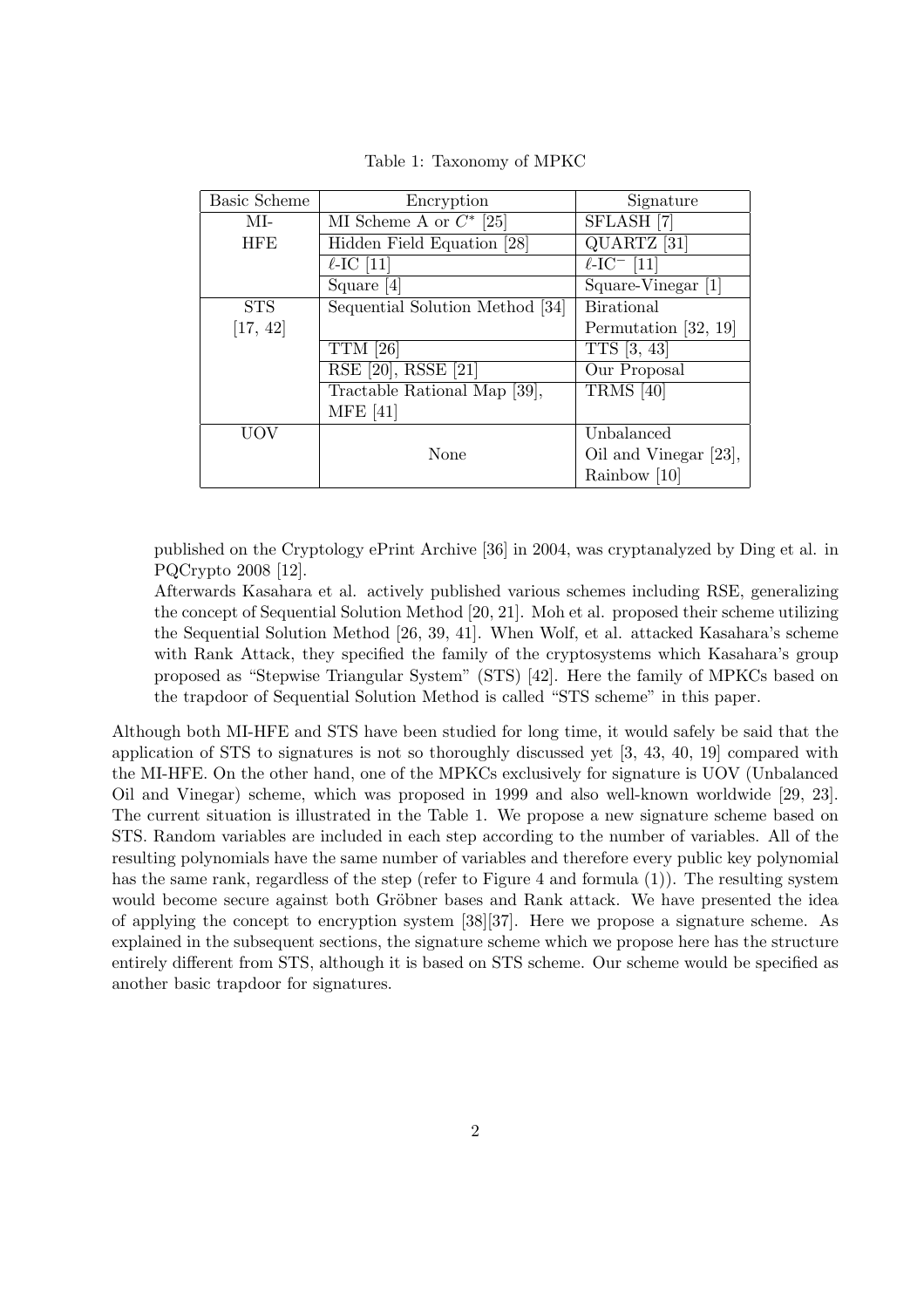Table 1: Taxonomy of MPKC

| Basic Scheme | Encryption | Signature |
|---|---|---|
| MI-HFE | MI Scheme A or $C^*$ [25] | SFLASH [7] |
| | Hidden Field Equation [28] | QUARTZ [31] |
| | $\ell$-IC [11] | $\ell$-IC$^-$ [11] |
| | Square [4] | Square-Vinegar [1] |
| STS [17, 42] | Sequential Solution Method [34] | Birational Permutation [32, 19] |
| | TTM [26] | TTS [3, 43] |
| | RSE [20], RSSE [21] | Our Proposal |
| | Tractable Rational Map [39], MFE [41] | TRMS [40] |
| UOV | None | Unbalanced Oil and Vinegar [23], Rainbow [10] |

published on the Cryptology ePrint Archive [36] in 2004, was cryptanalyzed by Ding et al. in PQCrypto 2008 [12].

Afterwards Kasahara et al. actively published various schemes including RSE, generalizing the concept of Sequential Solution Method [20, 21]. Moh et al. proposed their scheme utilizing the Sequential Solution Method [26, 39, 41]. When Wolf, et al. attacked Kasahara's scheme with Rank Attack, they specified the family of the cryptosystems which Kasahara's group proposed as "Stepwise Triangular System" (STS) [42]. Here the family of MPKCs based on the trapdoor of Sequential Solution Method is called "STS scheme" in this paper.

Although both MI-HFE and STS have been studied for long time, it would safely be said that the application of STS to signatures is not so thoroughly discussed yet [3, 43, 40, 19] compared with the MI-HFE. On the other hand, one of the MPKCs exclusively for signature is UOV (Unbalanced Oil and Vinegar) scheme, which was proposed in 1999 and also well-known worldwide [29, 23]. The current situation is illustrated in the Table 1. We propose a new signature scheme based on STS. Random variables are included in each step according to the number of variables. All of the resulting polynomials have the same number of variables and therefore every public key polynomial has the same rank, regardless of the step (refer to Figure 4 and formula (1)). The resulting system would become secure against both Gröbner bases and Rank attack. We have presented the idea of applying the concept to encryption system [38][37]. Here we propose a signature scheme. As explained in the subsequent sections, the signature scheme which we propose here has the structure entirely different from STS, although it is based on STS scheme. Our scheme would be specified as another basic trapdoor for signatures.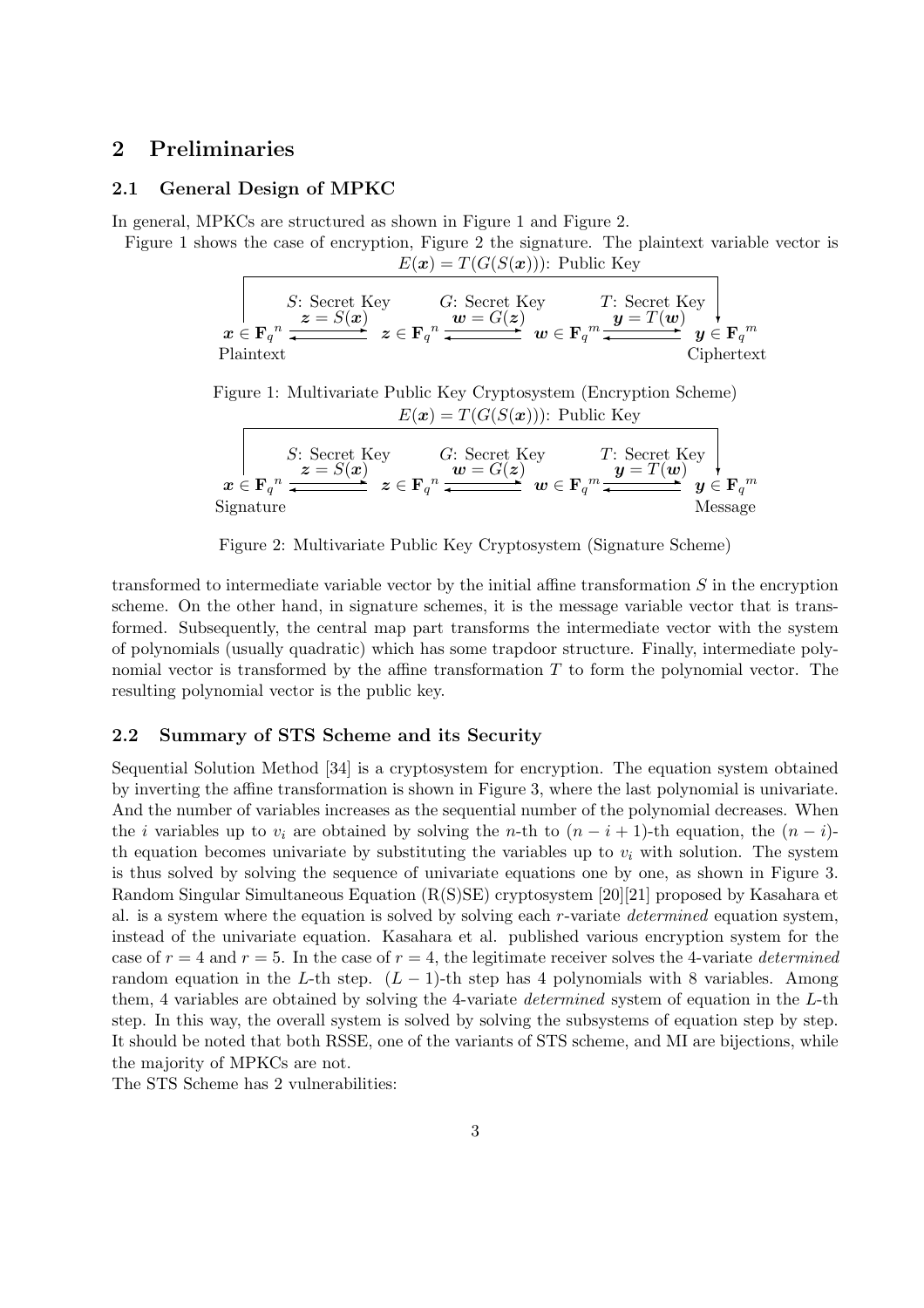## 2 Preliminaries

### 2.1 General Design of MPKC

In general, MPKCs are structured as shown in Figure 1 and Figure 2.

Figure 1 shows the case of encryption, Figure 2 the signature. The plaintext variable vector is

$$E(\boldsymbol{x}) = T(G(S(\boldsymbol{x})))\text{: Public Key}$$

$$\underset{\text{Plaintext}}{\boldsymbol{x} \in \mathbf{F}_q{}^n} \xrightarrow[\boldsymbol{z}=S(\boldsymbol{x})]{S\text{: Secret Key}} \boldsymbol{z} \in \mathbf{F}_q{}^n \xrightarrow[\boldsymbol{w}=G(\boldsymbol{z})]{G\text{: Secret Key}} \boldsymbol{w} \in \mathbf{F}_q{}^m \xrightarrow[\boldsymbol{y}=T(\boldsymbol{w})]{T\text{: Secret Key}} \underset{\text{Ciphertext}}{\boldsymbol{y} \in \mathbf{F}_q{}^m}$$

Figure 1: Multivariate Public Key Cryptosystem (Encryption Scheme)

$$E(\boldsymbol{x}) = T(G(S(\boldsymbol{x})))\text{: Public Key}$$

$$\underset{\text{Signature}}{\boldsymbol{x} \in \mathbf{F}_q{}^n} \xleftarrow[\boldsymbol{z}=S(\boldsymbol{x})]{S\text{: Secret Key}} \boldsymbol{z} \in \mathbf{F}_q{}^n \xleftarrow[\boldsymbol{w}=G(\boldsymbol{z})]{G\text{: Secret Key}} \boldsymbol{w} \in \mathbf{F}_q{}^m \xleftarrow[\boldsymbol{y}=T(\boldsymbol{w})]{T\text{: Secret Key}} \underset{\text{Message}}{\boldsymbol{y} \in \mathbf{F}_q{}^m}$$

Figure 2: Multivariate Public Key Cryptosystem (Signature Scheme)

transformed to intermediate variable vector by the initial affine transformation $S$ in the encryption scheme. On the other hand, in signature schemes, it is the message variable vector that is transformed. Subsequently, the central map part transforms the intermediate vector with the system of polynomials (usually quadratic) which has some trapdoor structure. Finally, intermediate polynomial vector is transformed by the affine transformation $T$ to form the polynomial vector. The resulting polynomial vector is the public key.

### 2.2 Summary of STS Scheme and its Security

Sequential Solution Method [34] is a cryptosystem for encryption. The equation system obtained by inverting the affine transformation is shown in Figure 3, where the last polynomial is univariate. And the number of variables increases as the sequential number of the polynomial decreases. When the $i$ variables up to $v_i$ are obtained by solving the $n$-th to $(n-i+1)$-th equation, the $(n-i)$-th equation becomes univariate by substituting the variables up to $v_i$ with solution. The system is thus solved by solving the sequence of univariate equations one by one, as shown in Figure 3. Random Singular Simultaneous Equation (R(S)SE) cryptosystem [20][21] proposed by Kasahara et al. is a system where the equation is solved by solving each $r$-variate *determined* equation system, instead of the univariate equation. Kasahara et al. published various encryption system for the case of $r=4$ and $r=5$. In the case of $r=4$, the legitimate receiver solves the 4-variate *determined* random equation in the $L$-th step. $(L-1)$-th step has 4 polynomials with 8 variables. Among them, 4 variables are obtained by solving the 4-variate *determined* system of equation in the $L$-th step. In this way, the overall system is solved by solving the subsystems of equation step by step. It should be noted that both RSSE, one of the variants of STS scheme, and MI are bijections, while the majority of MPKCs are not.

The STS Scheme has 2 vulnerabilities: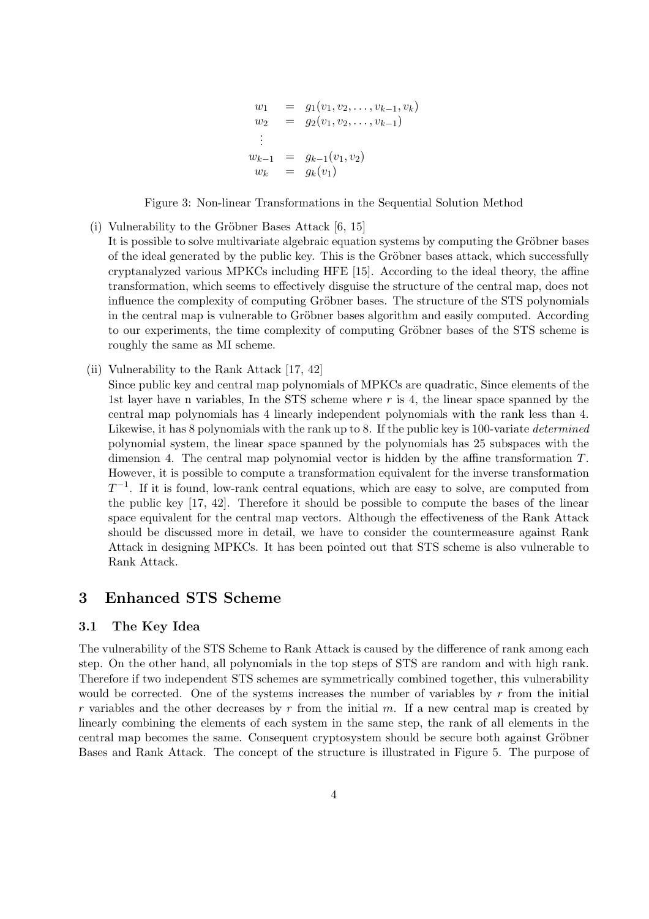$$
\begin{array}{rcl}
w_1 & = & g_1(v_1, v_2, \ldots, v_{k-1}, v_k) \\
w_2 & = & g_2(v_1, v_2, \ldots, v_{k-1}) \\
\vdots & & \\
w_{k-1} & = & g_{k-1}(v_1, v_2) \\
w_k & = & g_k(v_1)
\end{array}
$$

Figure 3: Non-linear Transformations in the Sequential Solution Method

(i) Vulnerability to the Gröbner Bases Attack [6, 15]
It is possible to solve multivariate algebraic equation systems by computing the Gröbner bases of the ideal generated by the public key. This is the Gröbner bases attack, which successfully cryptanalyzed various MPKCs including HFE [15]. According to the ideal theory, the affine transformation, which seems to effectively disguise the structure of the central map, does not influence the complexity of computing Gröbner bases. The structure of the STS polynomials in the central map is vulnerable to Gröbner bases algorithm and easily computed. According to our experiments, the time complexity of computing Gröbner bases of the STS scheme is roughly the same as MI scheme.

(ii) Vulnerability to the Rank Attack [17, 42]
Since public key and central map polynomials of MPKCs are quadratic, Since elements of the 1st layer have n variables, In the STS scheme where $r$ is 4, the linear space spanned by the central map polynomials has 4 linearly independent polynomials with the rank less than 4. Likewise, it has 8 polynomials with the rank up to 8. If the public key is 100-variate *determined* polynomial system, the linear space spanned by the polynomials has 25 subspaces with the dimension 4. The central map polynomial vector is hidden by the affine transformation $T$. However, it is possible to compute a transformation equivalent for the inverse transformation $T^{-1}$. If it is found, low-rank central equations, which are easy to solve, are computed from the public key [17, 42]. Therefore it should be possible to compute the bases of the linear space equivalent for the central map vectors. Although the effectiveness of the Rank Attack should be discussed more in detail, we have to consider the countermeasure against Rank Attack in designing MPKCs. It has been pointed out that STS scheme is also vulnerable to Rank Attack.

# 3 Enhanced STS Scheme

## 3.1 The Key Idea

The vulnerability of the STS Scheme to Rank Attack is caused by the difference of rank among each step. On the other hand, all polynomials in the top steps of STS are random and with high rank. Therefore if two independent STS schemes are symmetrically combined together, this vulnerability would be corrected. One of the systems increases the number of variables by $r$ from the initial $r$ variables and the other decreases by $r$ from the initial $m$. If a new central map is created by linearly combining the elements of each system in the same step, the rank of all elements in the central map becomes the same. Consequent cryptosystem should be secure both against Gröbner Bases and Rank Attack. The concept of the structure is illustrated in Figure 5. The purpose of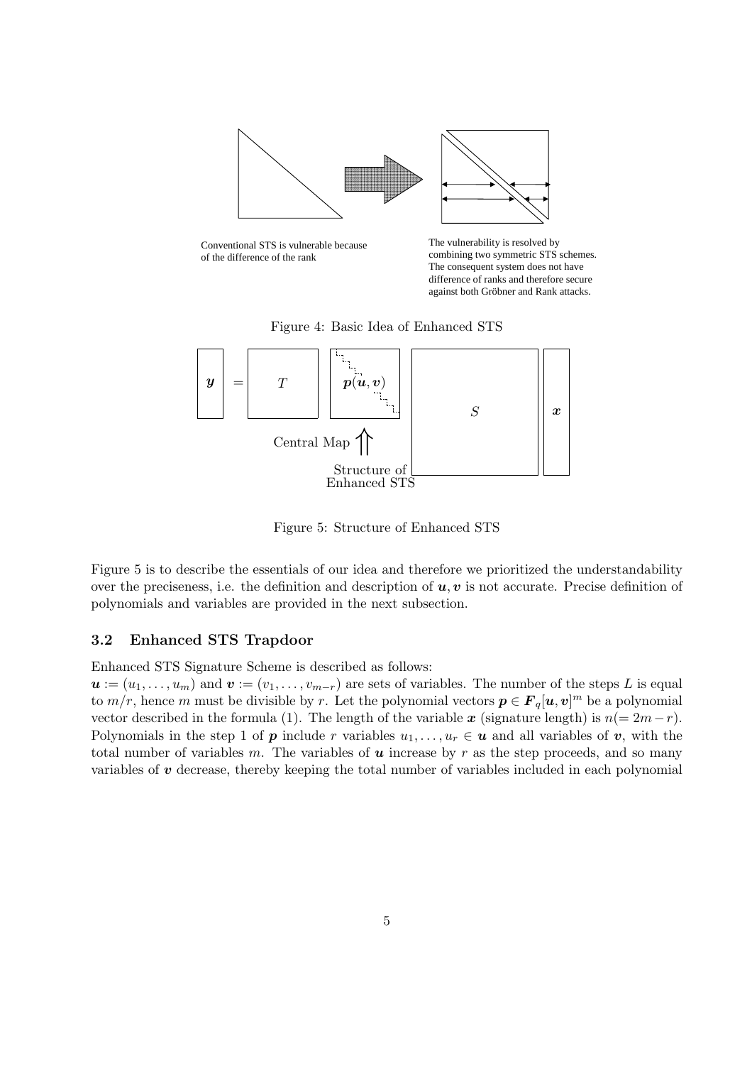Conventional STS is vulnerable because of the difference of the rank

The vulnerability is resolved by combining two symmetric STS schemes. The consequent system does not have difference of ranks and therefore secure against both Gröbner and Rank attacks.

Figure 4: Basic Idea of Enhanced STS

Figure 5: Structure of Enhanced STS

Figure 5 is to describe the essentials of our idea and therefore we prioritized the understandability over the preciseness, i.e. the definition and description of $\boldsymbol{u}, \boldsymbol{v}$ is not accurate. Precise definition of polynomials and variables are provided in the next subsection.

### 3.2 Enhanced STS Trapdoor

Enhanced STS Signature Scheme is described as follows:

$\boldsymbol{u} := (u_1, \ldots, u_m)$ and $\boldsymbol{v} := (v_1, \ldots, v_{m-r})$ are sets of variables. The number of the steps $L$ is equal to $m/r$, hence $m$ must be divisible by $r$. Let the polynomial vectors $\boldsymbol{p} \in \boldsymbol{F}_q[\boldsymbol{u}, \boldsymbol{v}]^m$ be a polynomial vector described in the formula (1). The length of the variable $\boldsymbol{x}$ (signature length) is $n(= 2m - r)$. Polynomials in the step 1 of $\boldsymbol{p}$ include $r$ variables $u_1, \ldots, u_r \in \boldsymbol{u}$ and all variables of $\boldsymbol{v}$, with the total number of variables $m$. The variables of $\boldsymbol{u}$ increase by $r$ as the step proceeds, and so many variables of $\boldsymbol{v}$ decrease, thereby keeping the total number of variables included in each polynomial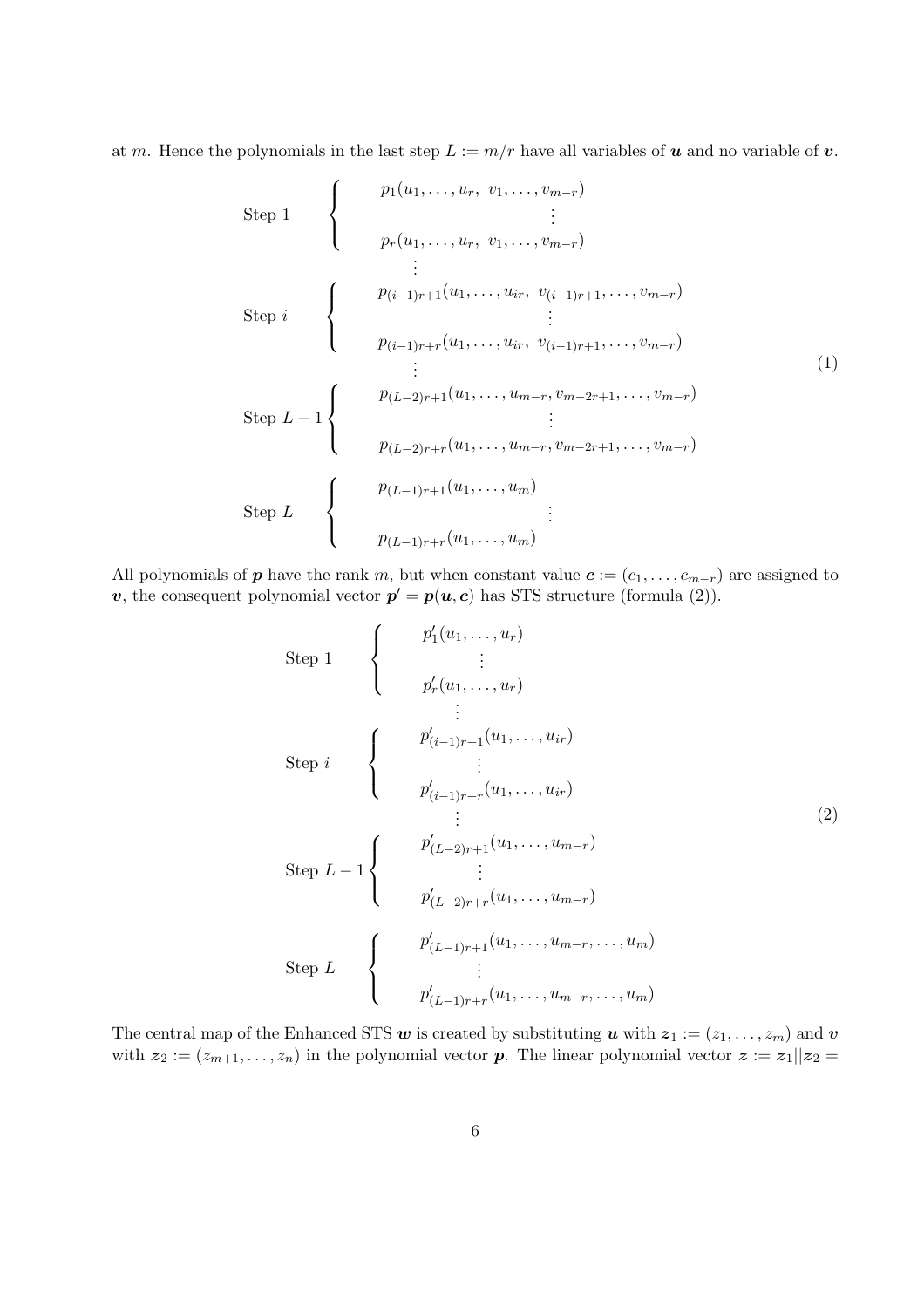at $m$. Hence the polynomials in the last step $L := m/r$ have all variables of $\boldsymbol{u}$ and no variable of $\boldsymbol{v}$.

$$
\begin{array}{ll}
\text{Step } 1 & \left\{ \begin{array}{c} p_1(u_1,\ldots,u_r,\ v_1,\ldots,v_{m-r}) \\ \vdots \\ p_r(u_1,\ldots,u_r,\ v_1,\ldots,v_{m-r}) \end{array} \right. \\
 & \quad \vdots \\
\text{Step } i & \left\{ \begin{array}{c} p_{(i-1)r+1}(u_1,\ldots,u_{ir},\ v_{(i-1)r+1},\ldots,v_{m-r}) \\ \vdots \\ p_{(i-1)r+r}(u_1,\ldots,u_{ir},\ v_{(i-1)r+1},\ldots,v_{m-r}) \end{array} \right. \\
 & \quad \vdots \\
\text{Step } L-1 & \left\{ \begin{array}{c} p_{(L-2)r+1}(u_1,\ldots,u_{m-r},v_{m-2r+1},\ldots,v_{m-r}) \\ \vdots \\ p_{(L-2)r+r}(u_1,\ldots,u_{m-r},v_{m-2r+1},\ldots,v_{m-r}) \end{array} \right. \\
\text{Step } L & \left\{ \begin{array}{c} p_{(L-1)r+1}(u_1,\ldots,u_m) \\ \vdots \\ p_{(L-1)r+r}(u_1,\ldots,u_m) \end{array} \right.
\end{array}
\tag{1}
$$

All polynomials of $\boldsymbol{p}$ have the rank $m$, but when constant value $\boldsymbol{c} := (c_1,\ldots,c_{m-r})$ are assigned to $\boldsymbol{v}$, the consequent polynomial vector $\boldsymbol{p}' = \boldsymbol{p}(\boldsymbol{u},\boldsymbol{c})$ has STS structure (formula (2)).

$$
\begin{array}{ll}
\text{Step } 1 & \left\{ \begin{array}{c} p'_1(u_1,\ldots,u_r) \\ \vdots \\ p'_r(u_1,\ldots,u_r) \end{array} \right. \\
 & \quad \vdots \\
\text{Step } i & \left\{ \begin{array}{c} p'_{(i-1)r+1}(u_1,\ldots,u_{ir}) \\ \vdots \\ p'_{(i-1)r+r}(u_1,\ldots,u_{ir}) \end{array} \right. \\
 & \quad \vdots \\
\text{Step } L-1 & \left\{ \begin{array}{c} p'_{(L-2)r+1}(u_1,\ldots,u_{m-r}) \\ \vdots \\ p'_{(L-2)r+r}(u_1,\ldots,u_{m-r}) \end{array} \right. \\
\text{Step } L & \left\{ \begin{array}{c} p'_{(L-1)r+1}(u_1,\ldots,u_{m-r},\ldots,u_m) \\ \vdots \\ p'_{(L-1)r+r}(u_1,\ldots,u_{m-r},\ldots,u_m) \end{array} \right.
\end{array}
\tag{2}
$$

The central map of the Enhanced STS $\boldsymbol{w}$ is created by substituting $\boldsymbol{u}$ with $\boldsymbol{z}_1 := (z_1,\ldots,z_m)$ and $\boldsymbol{v}$ with $\boldsymbol{z}_2 := (z_{m+1},\ldots,z_n)$ in the polynomial vector $\boldsymbol{p}$. The linear polynomial vector $\boldsymbol{z} := \boldsymbol{z}_1 || \boldsymbol{z}_2 =$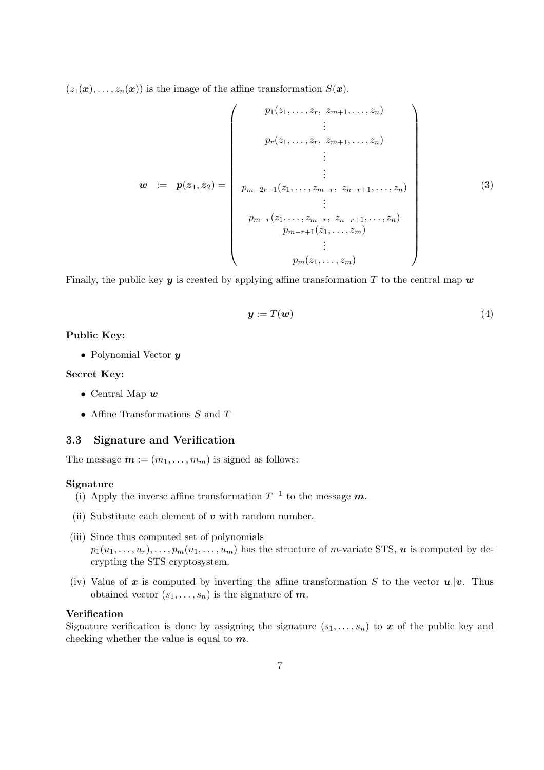$(z_1(\boldsymbol{x}), \ldots, z_n(\boldsymbol{x}))$ is the image of the affine transformation $S(\boldsymbol{x})$.

$$
\boldsymbol{w} \;\; := \;\; \boldsymbol{p}(\boldsymbol{z}_1, \boldsymbol{z}_2) = \left( \begin{array}{c}
p_1(z_1, \ldots, z_r, \; z_{m+1}, \ldots, z_n) \\
\vdots \\
p_r(z_1, \ldots, z_r, \; z_{m+1}, \ldots, z_n) \\
\vdots \\
\vdots \\
p_{m-2r+1}(z_1, \ldots, z_{m-r}, \; z_{n-r+1}, \ldots, z_n) \\
\vdots \\
p_{m-r}(z_1, \ldots, z_{m-r}, \; z_{n-r+1}, \ldots, z_n) \\
p_{m-r+1}(z_1, \ldots, z_m) \\
\vdots \\
p_m(z_1, \ldots, z_m)
\end{array} \right) \tag{3}
$$

Finally, the public key $\boldsymbol{y}$ is created by applying affine transformation $T$ to the central map $\boldsymbol{w}$

$$
\boldsymbol{y} := T(\boldsymbol{w}) \tag{4}
$$

**Public Key:**

- Polynomial Vector $\boldsymbol{y}$

**Secret Key:**

- Central Map $\boldsymbol{w}$
- Affine Transformations $S$ and $T$

### 3.3 Signature and Verification

The message $\boldsymbol{m} := (m_1, \ldots, m_m)$ is signed as follows:

**Signature**

(i) Apply the inverse affine transformation $T^{-1}$ to the message $\boldsymbol{m}$.

(ii) Substitute each element of $\boldsymbol{v}$ with random number.

(iii) Since thus computed set of polynomials $p_1(u_1, \ldots, u_r), \ldots, p_m(u_1, \ldots, u_m)$ has the structure of $m$-variate STS, $\boldsymbol{u}$ is computed by decrypting the STS cryptosystem.

(iv) Value of $\boldsymbol{x}$ is computed by inverting the affine transformation $S$ to the vector $\boldsymbol{u}||\boldsymbol{v}$. Thus obtained vector $(s_1, \ldots, s_n)$ is the signature of $\boldsymbol{m}$.

**Verification**

Signature verification is done by assigning the signature $(s_1, \ldots, s_n)$ to $\boldsymbol{x}$ of the public key and checking whether the value is equal to $\boldsymbol{m}$.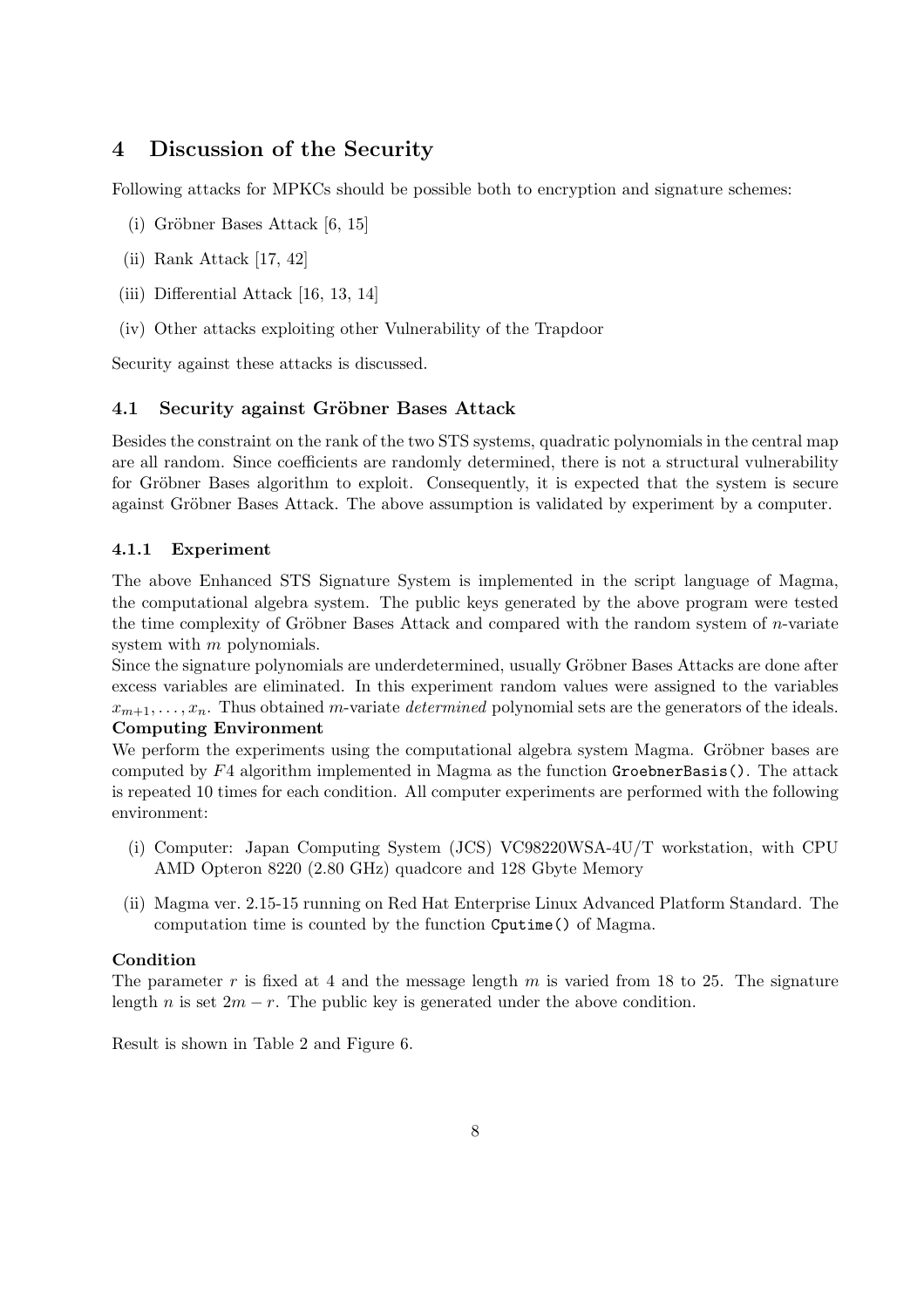## 4 Discussion of the Security

Following attacks for MPKCs should be possible both to encryption and signature schemes:

(i) Gröbner Bases Attack [6, 15]

(ii) Rank Attack [17, 42]

(iii) Differential Attack [16, 13, 14]

(iv) Other attacks exploiting other Vulnerability of the Trapdoor

Security against these attacks is discussed.

### 4.1 Security against Gröbner Bases Attack

Besides the constraint on the rank of the two STS systems, quadratic polynomials in the central map are all random. Since coefficients are randomly determined, there is not a structural vulnerability for Gröbner Bases algorithm to exploit. Consequently, it is expected that the system is secure against Gröbner Bases Attack. The above assumption is validated by experiment by a computer.

#### 4.1.1 Experiment

The above Enhanced STS Signature System is implemented in the script language of Magma, the computational algebra system. The public keys generated by the above program were tested the time complexity of Gröbner Bases Attack and compared with the random system of $n$-variate system with $m$ polynomials.

Since the signature polynomials are underdetermined, usually Gröbner Bases Attacks are done after excess variables are eliminated. In this experiment random values were assigned to the variables $x_{m+1}, \ldots, x_n$. Thus obtained $m$-variate *determined* polynomial sets are the generators of the ideals.

**Computing Environment**

We perform the experiments using the computational algebra system Magma. Gröbner bases are computed by $F4$ algorithm implemented in Magma as the function `GroebnerBasis()`. The attack is repeated 10 times for each condition. All computer experiments are performed with the following environment:

(i) Computer: Japan Computing System (JCS) VC98220WSA-4U/T workstation, with CPU AMD Opteron 8220 (2.80 GHz) quadcore and 128 Gbyte Memory

(ii) Magma ver. 2.15-15 running on Red Hat Enterprise Linux Advanced Platform Standard. The computation time is counted by the function `Cputime()` of Magma.

**Condition**

The parameter $r$ is fixed at 4 and the message length $m$ is varied from 18 to 25. The signature length $n$ is set $2m - r$. The public key is generated under the above condition.

Result is shown in Table 2 and Figure 6.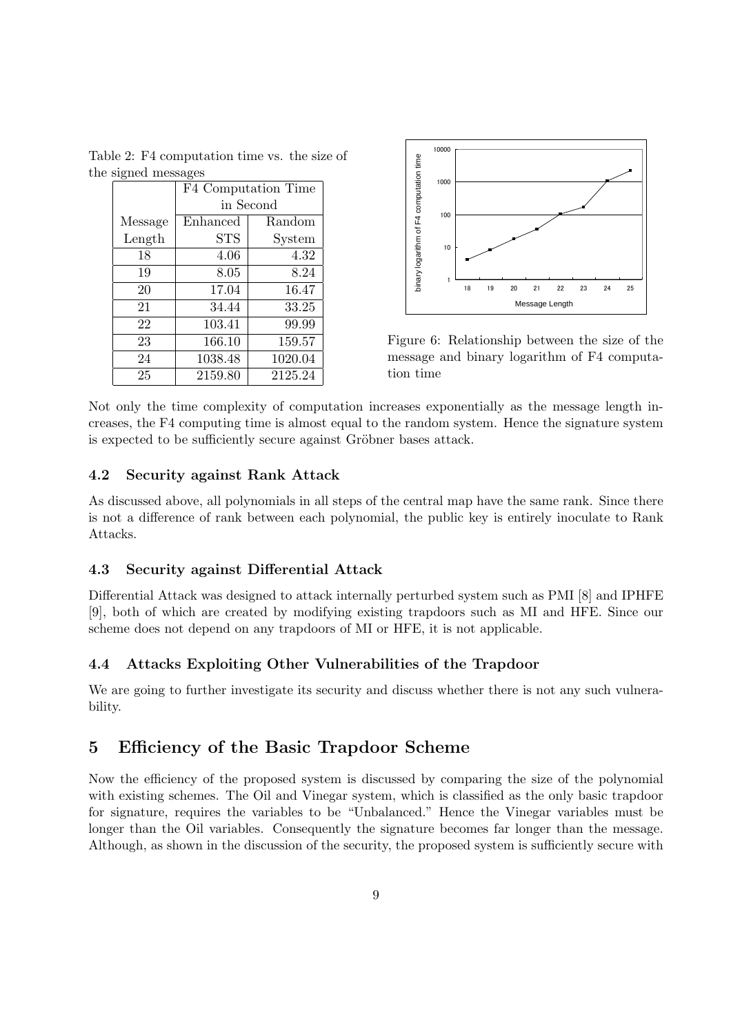Table 2: F4 computation time vs. the size of the signed messages

| | F4 Computation Time in Second | |
|---|---|---|
| Message Length | Enhanced STS | Random System |
| 18 | 4.06 | 4.32 |
| 19 | 8.05 | 8.24 |
| 20 | 17.04 | 16.47 |
| 21 | 34.44 | 33.25 |
| 22 | 103.41 | 99.99 |
| 23 | 166.10 | 159.57 |
| 24 | 1038.48 | 1020.04 |
| 25 | 2159.80 | 2125.24 |

Figure 6: Relationship between the size of the message and binary logarithm of F4 computation time

Not only the time complexity of computation increases exponentially as the message length increases, the F4 computing time is almost equal to the random system. Hence the signature system is expected to be sufficiently secure against Gröbner bases attack.

### 4.2 Security against Rank Attack

As discussed above, all polynomials in all steps of the central map have the same rank. Since there is not a difference of rank between each polynomial, the public key is entirely inoculate to Rank Attacks.

### 4.3 Security against Differential Attack

Differential Attack was designed to attack internally perturbed system such as PMI [8] and IPHFE [9], both of which are created by modifying existing trapdoors such as MI and HFE. Since our scheme does not depend on any trapdoors of MI or HFE, it is not applicable.

### 4.4 Attacks Exploiting Other Vulnerabilities of the Trapdoor

We are going to further investigate its security and discuss whether there is not any such vulnerability.

## 5 Efficiency of the Basic Trapdoor Scheme

Now the efficiency of the proposed system is discussed by comparing the size of the polynomial with existing schemes. The Oil and Vinegar system, which is classified as the only basic trapdoor for signature, requires the variables to be "Unbalanced." Hence the Vinegar variables must be longer than the Oil variables. Consequently the signature becomes far longer than the message. Although, as shown in the discussion of the security, the proposed system is sufficiently secure with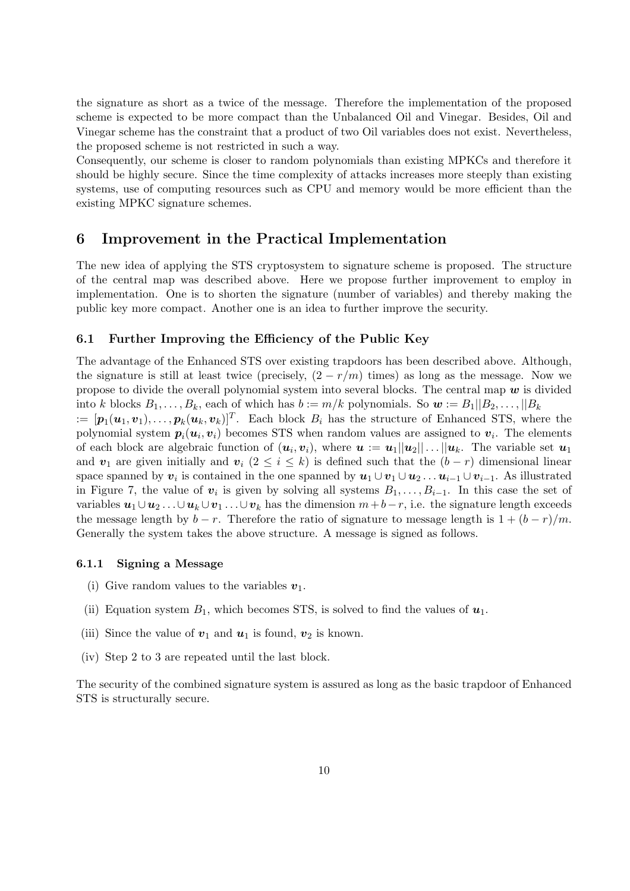the signature as short as a twice of the message. Therefore the implementation of the proposed scheme is expected to be more compact than the Unbalanced Oil and Vinegar. Besides, Oil and Vinegar scheme has the constraint that a product of two Oil variables does not exist. Nevertheless, the proposed scheme is not restricted in such a way.

Consequently, our scheme is closer to random polynomials than existing MPKCs and therefore it should be highly secure. Since the time complexity of attacks increases more steeply than existing systems, use of computing resources such as CPU and memory would be more efficient than the existing MPKC signature schemes.

## 6 Improvement in the Practical Implementation

The new idea of applying the STS cryptosystem to signature scheme is proposed. The structure of the central map was described above. Here we propose further improvement to employ in implementation. One is to shorten the signature (number of variables) and thereby making the public key more compact. Another one is an idea to further improve the security.

### 6.1 Further Improving the Efficiency of the Public Key

The advantage of the Enhanced STS over existing trapdoors has been described above. Although, the signature is still at least twice (precisely, $(2 - r/m)$ times) as long as the message. Now we propose to divide the overall polynomial system into several blocks. The central map $\boldsymbol{w}$ is divided into $k$ blocks $B_1, \dots, B_k$, each of which has $b := m/k$ polynomials. So $\boldsymbol{w} := B_1 || B_2, \dots, || B_k$ $:= [\boldsymbol{p}_1(\boldsymbol{u}_1, \boldsymbol{v}_1), \dots, \boldsymbol{p}_k(\boldsymbol{u}_k, \boldsymbol{v}_k)]^T$. Each block $B_i$ has the structure of Enhanced STS, where the polynomial system $\boldsymbol{p}_i(\boldsymbol{u}_i, \boldsymbol{v}_i)$ becomes STS when random values are assigned to $\boldsymbol{v}_i$. The elements of each block are algebraic function of $(\boldsymbol{u}_i, \boldsymbol{v}_i)$, where $\boldsymbol{u} := \boldsymbol{u}_1 || \boldsymbol{u}_2 || \dots || \boldsymbol{u}_k$. The variable set $\boldsymbol{u}_1$ and $\boldsymbol{v}_1$ are given initially and $\boldsymbol{v}_i$ $(2 \leq i \leq k)$ is defined such that the $(b - r)$ dimensional linear space spanned by $\boldsymbol{v}_i$ is contained in the one spanned by $\boldsymbol{u}_1 \cup \boldsymbol{v}_1 \cup \boldsymbol{u}_2 \dots \boldsymbol{u}_{i-1} \cup \boldsymbol{v}_{i-1}$. As illustrated in Figure 7, the value of $\boldsymbol{v}_i$ is given by solving all systems $B_1, \dots, B_{i-1}$. In this case the set of variables $\boldsymbol{u}_1 \cup \boldsymbol{u}_2 \dots \cup \boldsymbol{u}_k \cup \boldsymbol{v}_1 \dots \cup \boldsymbol{v}_k$ has the dimension $m + b - r$, i.e. the signature length exceeds the message length by $b - r$. Therefore the ratio of signature to message length is $1 + (b - r)/m$. Generally the system takes the above structure. A message is signed as follows.

#### 6.1.1 Signing a Message

(i) Give random values to the variables $\boldsymbol{v}_1$.

(ii) Equation system $B_1$, which becomes STS, is solved to find the values of $\boldsymbol{u}_1$.

(iii) Since the value of $\boldsymbol{v}_1$ and $\boldsymbol{u}_1$ is found, $\boldsymbol{v}_2$ is known.

(iv) Step 2 to 3 are repeated until the last block.

The security of the combined signature system is assured as long as the basic trapdoor of Enhanced STS is structurally secure.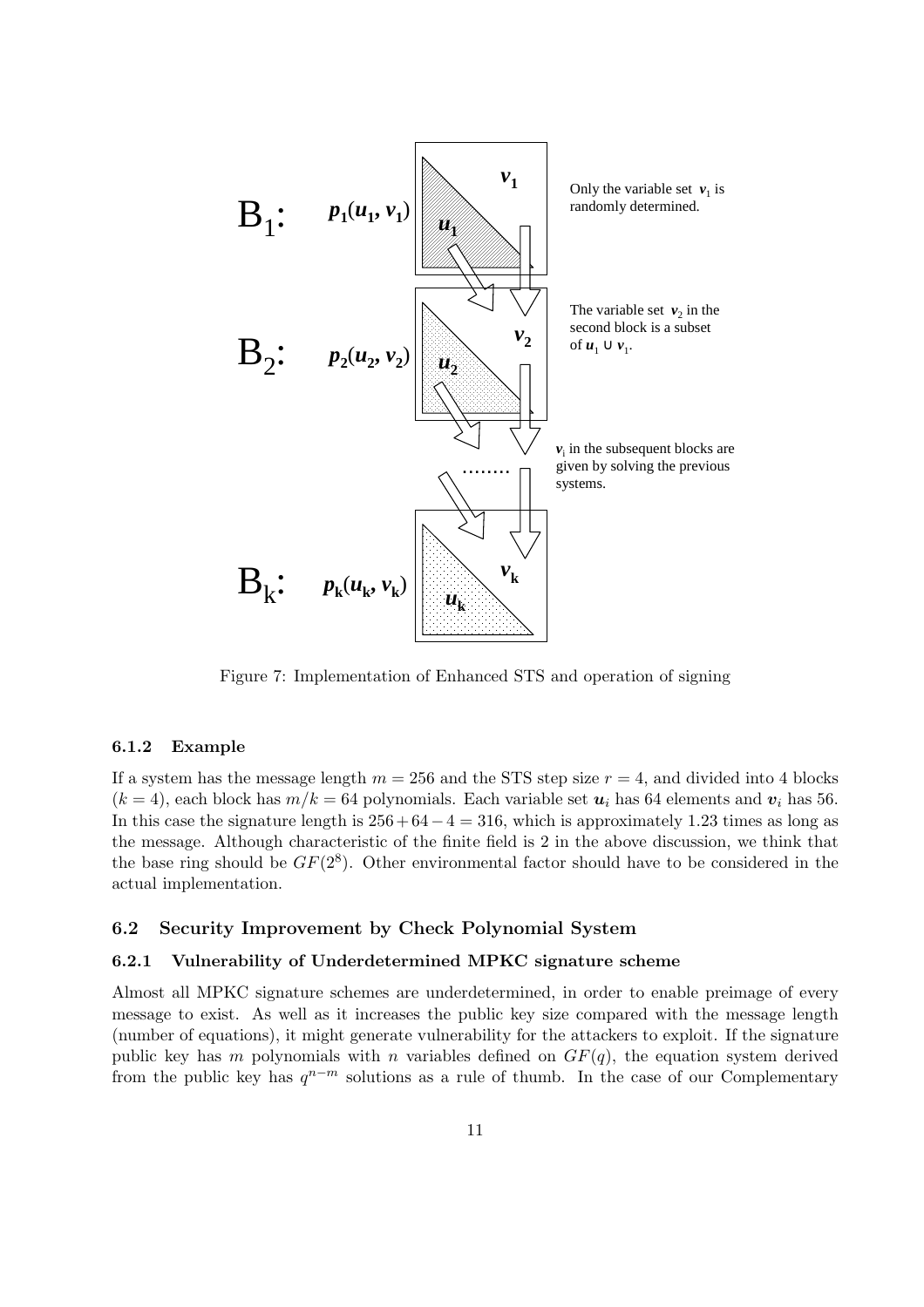Figure 7: Implementation of Enhanced STS and operation of signing

#### 6.1.2 Example

If a system has the message length $m = 256$ and the STS step size $r = 4$, and divided into 4 blocks ($k = 4$), each block has $m/k = 64$ polynomials. Each variable set $\boldsymbol{u}_i$ has 64 elements and $\boldsymbol{v}_i$ has 56. In this case the signature length is $256 + 64 - 4 = 316$, which is approximately 1.23 times as long as the message. Although characteristic of the finite field is 2 in the above discussion, we think that the base ring should be $GF(2^8)$. Other environmental factor should have to be considered in the actual implementation.

### 6.2 Security Improvement by Check Polynomial System

#### 6.2.1 Vulnerability of Underdetermined MPKC signature scheme

Almost all MPKC signature schemes are underdetermined, in order to enable preimage of every message to exist. As well as it increases the public key size compared with the message length (number of equations), it might generate vulnerability for the attackers to exploit. If the signature public key has $m$ polynomials with $n$ variables defined on $GF(q)$, the equation system derived from the public key has $q^{n-m}$ solutions as a rule of thumb. In the case of our Complementary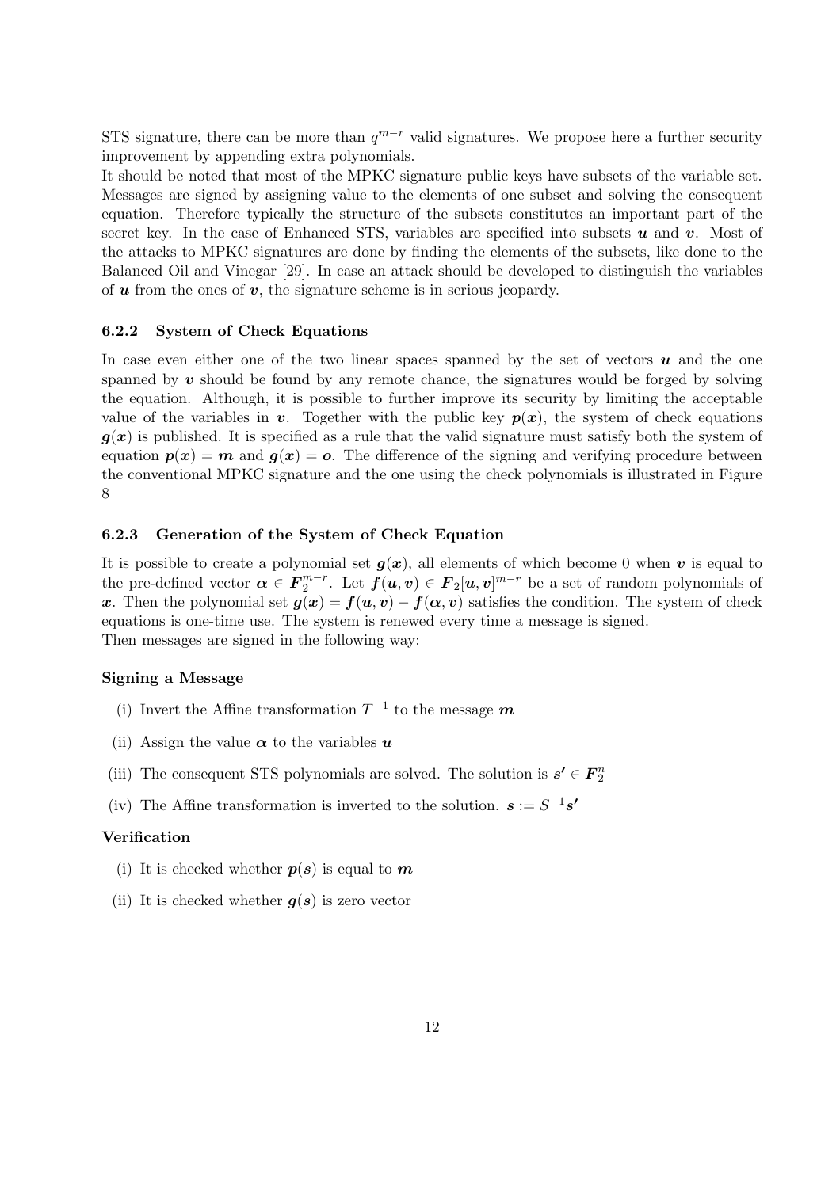STS signature, there can be more than $q^{m-r}$ valid signatures. We propose here a further security improvement by appending extra polynomials.

It should be noted that most of the MPKC signature public keys have subsets of the variable set. Messages are signed by assigning value to the elements of one subset and solving the consequent equation. Therefore typically the structure of the subsets constitutes an important part of the secret key. In the case of Enhanced STS, variables are specified into subsets $\boldsymbol{u}$ and $\boldsymbol{v}$. Most of the attacks to MPKC signatures are done by finding the elements of the subsets, like done to the Balanced Oil and Vinegar [29]. In case an attack should be developed to distinguish the variables of $\boldsymbol{u}$ from the ones of $\boldsymbol{v}$, the signature scheme is in serious jeopardy.

### 6.2.2 System of Check Equations

In case even either one of the two linear spaces spanned by the set of vectors $\boldsymbol{u}$ and the one spanned by $\boldsymbol{v}$ should be found by any remote chance, the signatures would be forged by solving the equation. Although, it is possible to further improve its security by limiting the acceptable value of the variables in $\boldsymbol{v}$. Together with the public key $\boldsymbol{p}(\boldsymbol{x})$, the system of check equations $\boldsymbol{g}(\boldsymbol{x})$ is published. It is specified as a rule that the valid signature must satisfy both the system of equation $\boldsymbol{p}(\boldsymbol{x}) = \boldsymbol{m}$ and $\boldsymbol{g}(\boldsymbol{x}) = \boldsymbol{o}$. The difference of the signing and verifying procedure between the conventional MPKC signature and the one using the check polynomials is illustrated in Figure 8

### 6.2.3 Generation of the System of Check Equation

It is possible to create a polynomial set $\boldsymbol{g}(\boldsymbol{x})$, all elements of which become 0 when $\boldsymbol{v}$ is equal to the pre-defined vector $\boldsymbol{\alpha} \in \boldsymbol{F}_2^{m-r}$. Let $\boldsymbol{f}(\boldsymbol{u}, \boldsymbol{v}) \in \boldsymbol{F}_2[\boldsymbol{u}, \boldsymbol{v}]^{m-r}$ be a set of random polynomials of $\boldsymbol{x}$. Then the polynomial set $\boldsymbol{g}(\boldsymbol{x}) = \boldsymbol{f}(\boldsymbol{u}, \boldsymbol{v}) - \boldsymbol{f}(\boldsymbol{\alpha}, \boldsymbol{v})$ satisfies the condition. The system of check equations is one-time use. The system is renewed every time a message is signed.

Then messages are signed in the following way:

**Signing a Message**

(i) Invert the Affine transformation $T^{-1}$ to the message $\boldsymbol{m}$

(ii) Assign the value $\boldsymbol{\alpha}$ to the variables $\boldsymbol{u}$

(iii) The consequent STS polynomials are solved. The solution is $\boldsymbol{s'} \in \boldsymbol{F}_2^n$

(iv) The Affine transformation is inverted to the solution. $\boldsymbol{s} := S^{-1}\boldsymbol{s'}$

**Verification**

(i) It is checked whether $\boldsymbol{p}(\boldsymbol{s})$ is equal to $\boldsymbol{m}$

(ii) It is checked whether $\boldsymbol{g}(\boldsymbol{s})$ is zero vector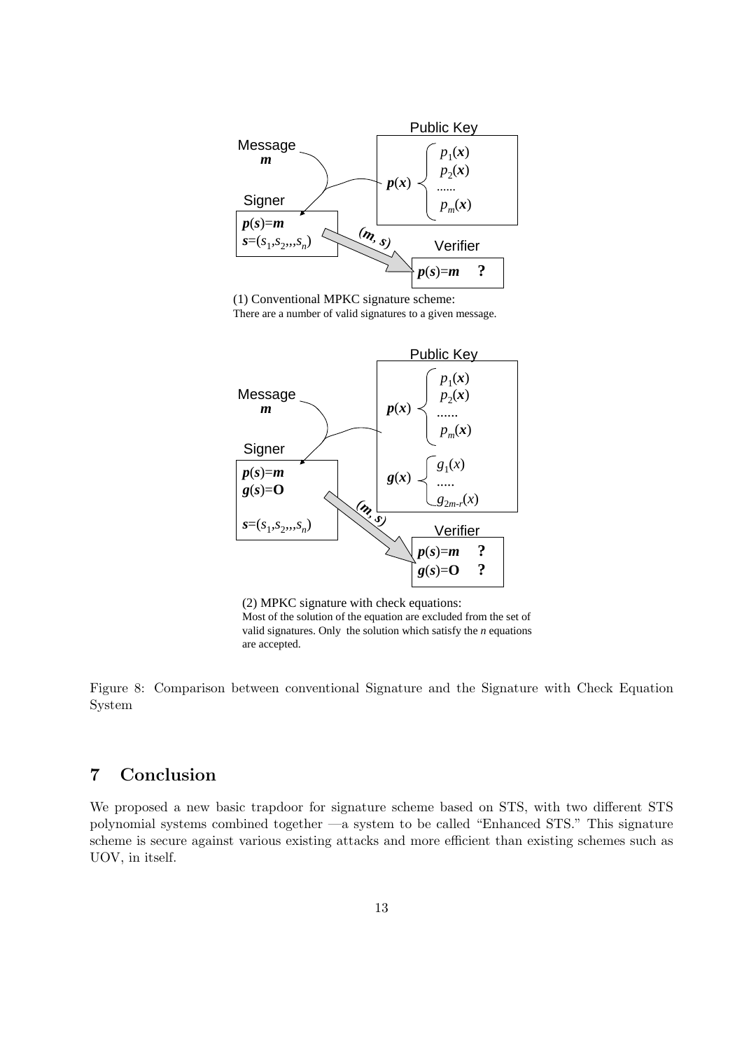Public Key

Message
$\boldsymbol{m}$

$\boldsymbol{p}(\boldsymbol{x})$ $p_1(\boldsymbol{x})$ $p_2(\boldsymbol{x})$ ...... $p_m(\boldsymbol{x})$

Signer
$\boldsymbol{p}(\boldsymbol{s})=\boldsymbol{m}$
$\boldsymbol{s}=(s_1,s_2,,,s_n)$

$(\boldsymbol{m}, \boldsymbol{s})$

Verifier
$\boldsymbol{p}(\boldsymbol{s})=\boldsymbol{m}$ ?

(1) Conventional MPKC signature scheme:
There are a number of valid signatures to a given message.

Public Key

Message
$\boldsymbol{m}$

$\boldsymbol{p}(\boldsymbol{x})$ $p_1(\boldsymbol{x})$ $p_2(\boldsymbol{x})$ ...... $p_m(\boldsymbol{x})$

$\boldsymbol{g}(\boldsymbol{x})$ $g_1(x)$ ..... $g_{2m-r}(x)$

Signer
$\boldsymbol{p}(\boldsymbol{s})=\boldsymbol{m}$
$\boldsymbol{g}(\boldsymbol{s})=\mathbf{O}$
$\boldsymbol{s}=(s_1,s_2,,,s_n)$

$(\boldsymbol{m}, \boldsymbol{s})$

Verifier
$\boldsymbol{p}(\boldsymbol{s})=\boldsymbol{m}$ ?
$\boldsymbol{g}(\boldsymbol{s})=\mathbf{O}$ ?

(2) MPKC signature with check equations:
Most of the solution of the equation are excluded from the set of valid signatures. Only the solution which satisfy the $n$ equations are accepted.

Figure 8: Comparison between conventional Signature and the Signature with Check Equation System

## 7 Conclusion

We proposed a new basic trapdoor for signature scheme based on STS, with two different STS polynomial systems combined together —a system to be called "Enhanced STS." This signature scheme is secure against various existing attacks and more efficient than existing schemes such as UOV, in itself.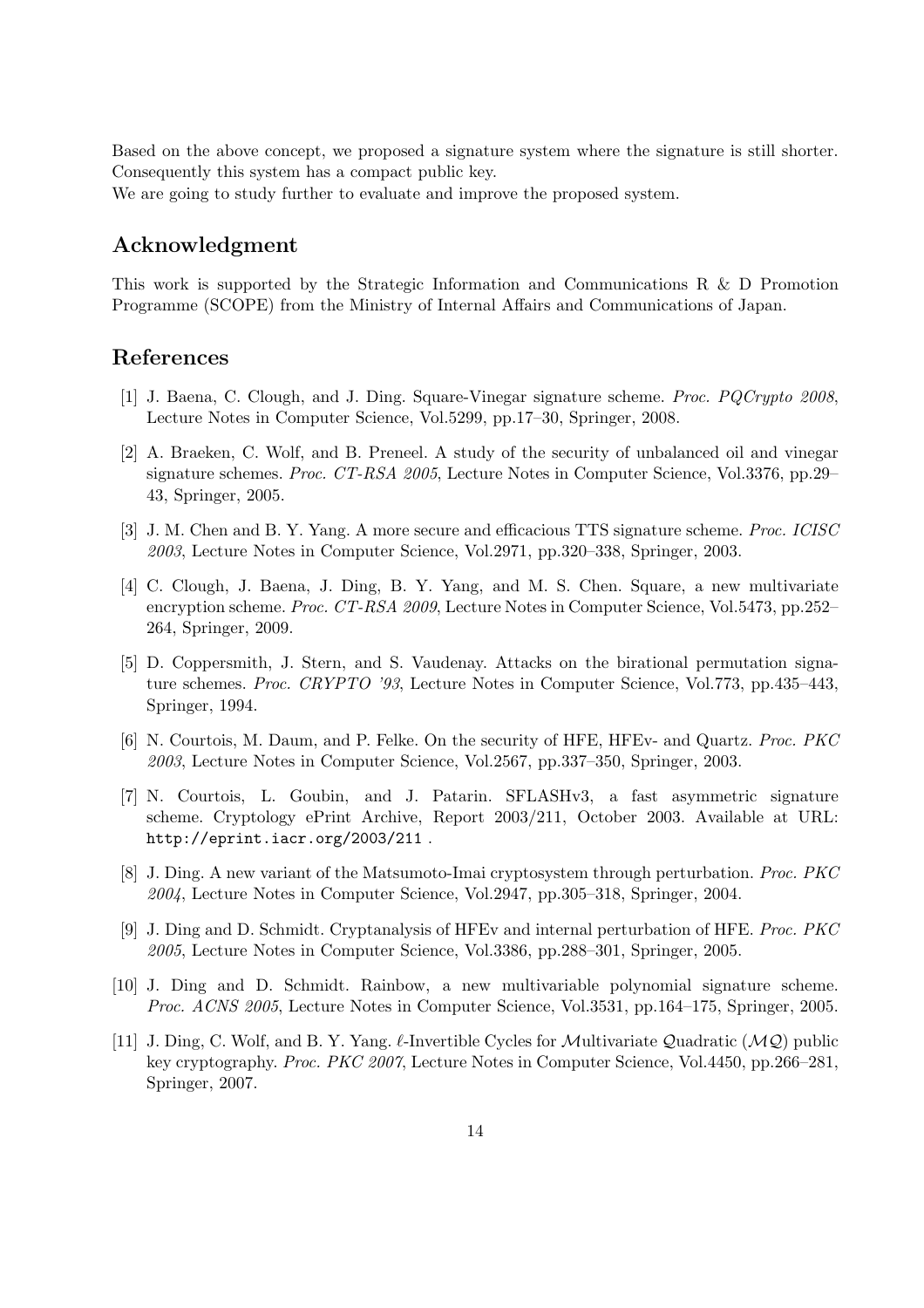Based on the above concept, we proposed a signature system where the signature is still shorter. Consequently this system has a compact public key.
We are going to study further to evaluate and improve the proposed system.

## Acknowledgment

This work is supported by the Strategic Information and Communications R & D Promotion Programme (SCOPE) from the Ministry of Internal Affairs and Communications of Japan.

## References

[1] J. Baena, C. Clough, and J. Ding. Square-Vinegar signature scheme. *Proc. PQCrypto 2008*, Lecture Notes in Computer Science, Vol.5299, pp.17–30, Springer, 2008.

[2] A. Braeken, C. Wolf, and B. Preneel. A study of the security of unbalanced oil and vinegar signature schemes. *Proc. CT-RSA 2005*, Lecture Notes in Computer Science, Vol.3376, pp.29–43, Springer, 2005.

[3] J. M. Chen and B. Y. Yang. A more secure and efficacious TTS signature scheme. *Proc. ICISC 2003*, Lecture Notes in Computer Science, Vol.2971, pp.320–338, Springer, 2003.

[4] C. Clough, J. Baena, J. Ding, B. Y. Yang, and M. S. Chen. Square, a new multivariate encryption scheme. *Proc. CT-RSA 2009*, Lecture Notes in Computer Science, Vol.5473, pp.252–264, Springer, 2009.

[5] D. Coppersmith, J. Stern, and S. Vaudenay. Attacks on the birational permutation signature schemes. *Proc. CRYPTO '93*, Lecture Notes in Computer Science, Vol.773, pp.435–443, Springer, 1994.

[6] N. Courtois, M. Daum, and P. Felke. On the security of HFE, HFEv- and Quartz. *Proc. PKC 2003*, Lecture Notes in Computer Science, Vol.2567, pp.337–350, Springer, 2003.

[7] N. Courtois, L. Goubin, and J. Patarin. SFLASHv3, a fast asymmetric signature scheme. Cryptology ePrint Archive, Report 2003/211, October 2003. Available at URL: `http://eprint.iacr.org/2003/211` .

[8] J. Ding. A new variant of the Matsumoto-Imai cryptosystem through perturbation. *Proc. PKC 2004*, Lecture Notes in Computer Science, Vol.2947, pp.305–318, Springer, 2004.

[9] J. Ding and D. Schmidt. Cryptanalysis of HFEv and internal perturbation of HFE. *Proc. PKC 2005*, Lecture Notes in Computer Science, Vol.3386, pp.288–301, Springer, 2005.

[10] J. Ding and D. Schmidt. Rainbow, a new multivariable polynomial signature scheme. *Proc. ACNS 2005*, Lecture Notes in Computer Science, Vol.3531, pp.164–175, Springer, 2005.

[11] J. Ding, C. Wolf, and B. Y. Yang. $\ell$-Invertible Cycles for $\mathcal{M}$ultivariate $\mathcal{Q}$uadratic ($\mathcal{MQ}$) public key cryptography. *Proc. PKC 2007*, Lecture Notes in Computer Science, Vol.4450, pp.266–281, Springer, 2007.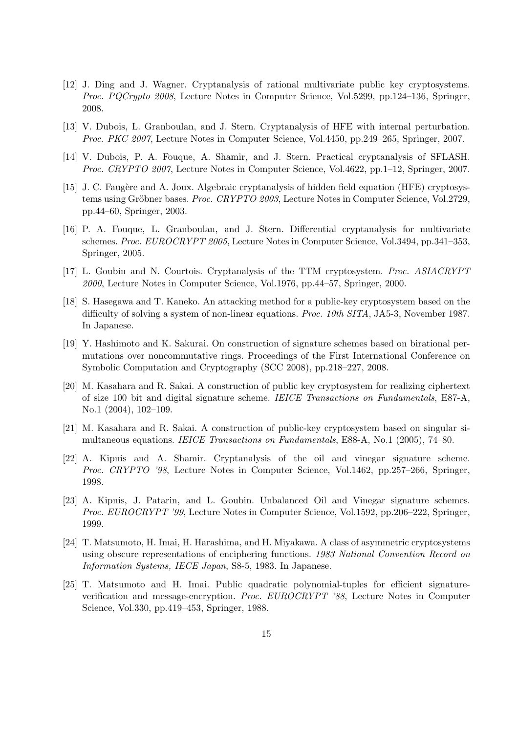[12] J. Ding and J. Wagner. Cryptanalysis of rational multivariate public key cryptosystems. *Proc. PQCrypto 2008*, Lecture Notes in Computer Science, Vol.5299, pp.124–136, Springer, 2008.

[13] V. Dubois, L. Granboulan, and J. Stern. Cryptanalysis of HFE with internal perturbation. *Proc. PKC 2007*, Lecture Notes in Computer Science, Vol.4450, pp.249–265, Springer, 2007.

[14] V. Dubois, P. A. Fouque, A. Shamir, and J. Stern. Practical cryptanalysis of SFLASH. *Proc. CRYPTO 2007*, Lecture Notes in Computer Science, Vol.4622, pp.1–12, Springer, 2007.

[15] J. C. Faugère and A. Joux. Algebraic cryptanalysis of hidden field equation (HFE) cryptosystems using Gröbner bases. *Proc. CRYPTO 2003*, Lecture Notes in Computer Science, Vol.2729, pp.44–60, Springer, 2003.

[16] P. A. Fouque, L. Granboulan, and J. Stern. Differential cryptanalysis for multivariate schemes. *Proc. EUROCRYPT 2005*, Lecture Notes in Computer Science, Vol.3494, pp.341–353, Springer, 2005.

[17] L. Goubin and N. Courtois. Cryptanalysis of the TTM cryptosystem. *Proc. ASIACRYPT 2000*, Lecture Notes in Computer Science, Vol.1976, pp.44–57, Springer, 2000.

[18] S. Hasegawa and T. Kaneko. An attacking method for a public-key cryptosystem based on the difficulty of solving a system of non-linear equations. *Proc. 10th SITA*, JA5-3, November 1987. In Japanese.

[19] Y. Hashimoto and K. Sakurai. On construction of signature schemes based on birational permutations over noncommutative rings. Proceedings of the First International Conference on Symbolic Computation and Cryptography (SCC 2008), pp.218–227, 2008.

[20] M. Kasahara and R. Sakai. A construction of public key cryptosystem for realizing ciphertext of size 100 bit and digital signature scheme. *IEICE Transactions on Fundamentals*, E87-A, No.1 (2004), 102–109.

[21] M. Kasahara and R. Sakai. A construction of public-key cryptosystem based on singular simultaneous equations. *IEICE Transactions on Fundamentals*, E88-A, No.1 (2005), 74–80.

[22] A. Kipnis and A. Shamir. Cryptanalysis of the oil and vinegar signature scheme. *Proc. CRYPTO '98*, Lecture Notes in Computer Science, Vol.1462, pp.257–266, Springer, 1998.

[23] A. Kipnis, J. Patarin, and L. Goubin. Unbalanced Oil and Vinegar signature schemes. *Proc. EUROCRYPT '99*, Lecture Notes in Computer Science, Vol.1592, pp.206–222, Springer, 1999.

[24] T. Matsumoto, H. Imai, H. Harashima, and H. Miyakawa. A class of asymmetric cryptosystems using obscure representations of enciphering functions. *1983 National Convention Record on Information Systems, IECE Japan*, S8-5, 1983. In Japanese.

[25] T. Matsumoto and H. Imai. Public quadratic polynomial-tuples for efficient signature-verification and message-encryption. *Proc. EUROCRYPT '88*, Lecture Notes in Computer Science, Vol.330, pp.419–453, Springer, 1988.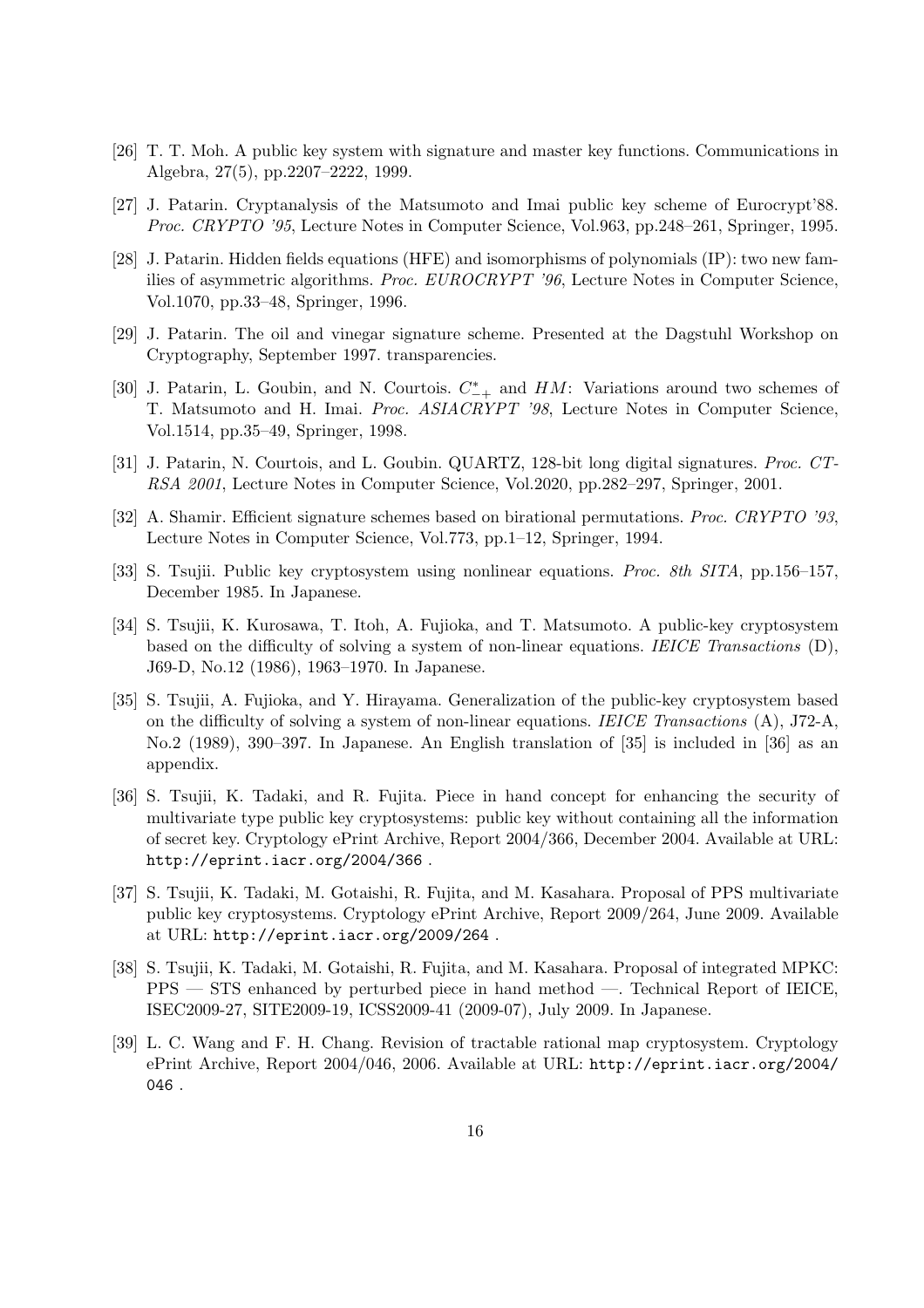[26] T. T. Moh. A public key system with signature and master key functions. Communications in Algebra, 27(5), pp.2207–2222, 1999.

[27] J. Patarin. Cryptanalysis of the Matsumoto and Imai public key scheme of Eurocrypt'88. *Proc. CRYPTO '95*, Lecture Notes in Computer Science, Vol.963, pp.248–261, Springer, 1995.

[28] J. Patarin. Hidden fields equations (HFE) and isomorphisms of polynomials (IP): two new families of asymmetric algorithms. *Proc. EUROCRYPT '96*, Lecture Notes in Computer Science, Vol.1070, pp.33–48, Springer, 1996.

[29] J. Patarin. The oil and vinegar signature scheme. Presented at the Dagstuhl Workshop on Cryptography, September 1997. transparencies.

[30] J. Patarin, L. Goubin, and N. Courtois. $C^*_{-+}$ and $HM$: Variations around two schemes of T. Matsumoto and H. Imai. *Proc. ASIACRYPT '98*, Lecture Notes in Computer Science, Vol.1514, pp.35–49, Springer, 1998.

[31] J. Patarin, N. Courtois, and L. Goubin. QUARTZ, 128-bit long digital signatures. *Proc. CT-RSA 2001*, Lecture Notes in Computer Science, Vol.2020, pp.282–297, Springer, 2001.

[32] A. Shamir. Efficient signature schemes based on birational permutations. *Proc. CRYPTO '93*, Lecture Notes in Computer Science, Vol.773, pp.1–12, Springer, 1994.

[33] S. Tsujii. Public key cryptosystem using nonlinear equations. *Proc. 8th SITA*, pp.156–157, December 1985. In Japanese.

[34] S. Tsujii, K. Kurosawa, T. Itoh, A. Fujioka, and T. Matsumoto. A public-key cryptosystem based on the difficulty of solving a system of non-linear equations. *IEICE Transactions* (D), J69-D, No.12 (1986), 1963–1970. In Japanese.

[35] S. Tsujii, A. Fujioka, and Y. Hirayama. Generalization of the public-key cryptosystem based on the difficulty of solving a system of non-linear equations. *IEICE Transactions* (A), J72-A, No.2 (1989), 390–397. In Japanese. An English translation of [35] is included in [36] as an appendix.

[36] S. Tsujii, K. Tadaki, and R. Fujita. Piece in hand concept for enhancing the security of multivariate type public key cryptosystems: public key without containing all the information of secret key. Cryptology ePrint Archive, Report 2004/366, December 2004. Available at URL: `http://eprint.iacr.org/2004/366` .

[37] S. Tsujii, K. Tadaki, M. Gotaishi, R. Fujita, and M. Kasahara. Proposal of PPS multivariate public key cryptosystems. Cryptology ePrint Archive, Report 2009/264, June 2009. Available at URL: `http://eprint.iacr.org/2009/264` .

[38] S. Tsujii, K. Tadaki, M. Gotaishi, R. Fujita, and M. Kasahara. Proposal of integrated MPKC: PPS — STS enhanced by perturbed piece in hand method —. Technical Report of IEICE, ISEC2009-27, SITE2009-19, ICSS2009-41 (2009-07), July 2009. In Japanese.

[39] L. C. Wang and F. H. Chang. Revision of tractable rational map cryptosystem. Cryptology ePrint Archive, Report 2004/046, 2006. Available at URL: `http://eprint.iacr.org/2004/046` .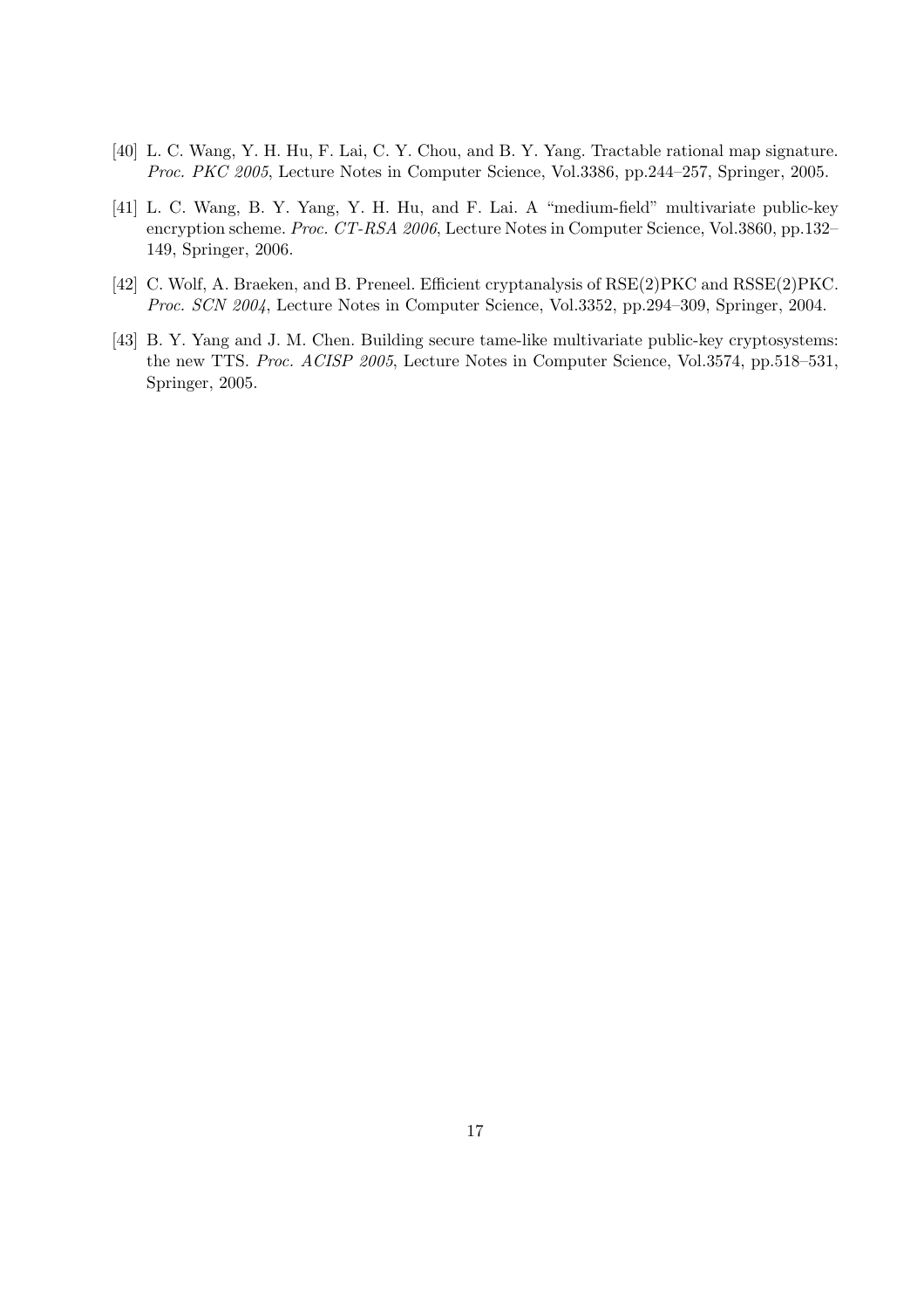[40] L. C. Wang, Y. H. Hu, F. Lai, C. Y. Chou, and B. Y. Yang. Tractable rational map signature. *Proc. PKC 2005*, Lecture Notes in Computer Science, Vol.3386, pp.244–257, Springer, 2005.

[41] L. C. Wang, B. Y. Yang, Y. H. Hu, and F. Lai. A "medium-field" multivariate public-key encryption scheme. *Proc. CT-RSA 2006*, Lecture Notes in Computer Science, Vol.3860, pp.132–149, Springer, 2006.

[42] C. Wolf, A. Braeken, and B. Preneel. Efficient cryptanalysis of RSE(2)PKC and RSSE(2)PKC. *Proc. SCN 2004*, Lecture Notes in Computer Science, Vol.3352, pp.294–309, Springer, 2004.

[43] B. Y. Yang and J. M. Chen. Building secure tame-like multivariate public-key cryptosystems: the new TTS. *Proc. ACISP 2005*, Lecture Notes in Computer Science, Vol.3574, pp.518–531, Springer, 2005.